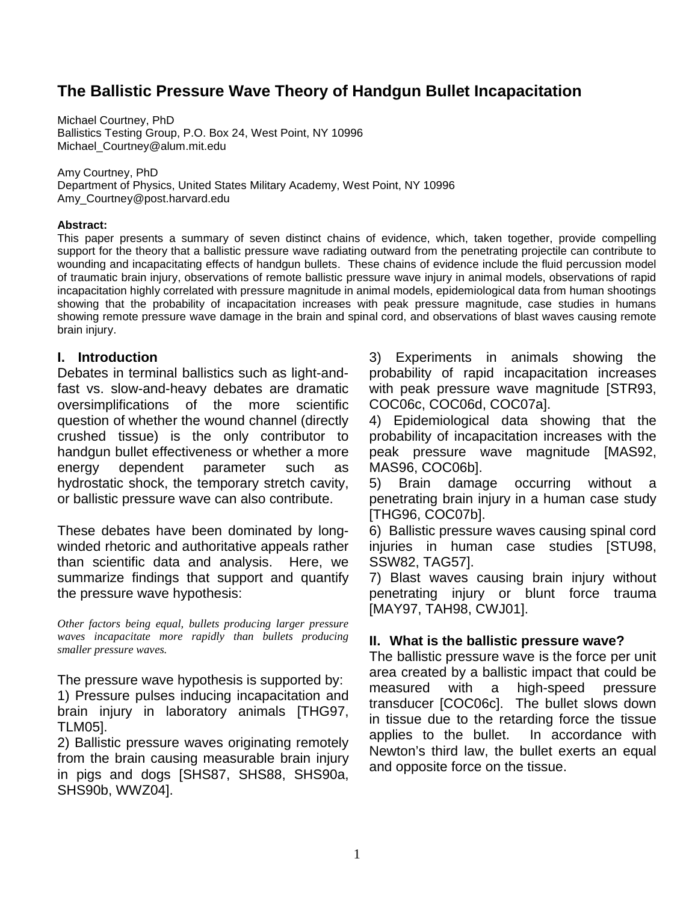# The Ballistic Pressure Wave Theory of Handgun Bullet Incapacitation

Michael Courtney, PhD
Ballistics Testing Group, P.O. Box 24, West Point, NY 10996
Michael_Courtney@alum.mit.edu

Amy Courtney, PhD
Department of Physics, United States Military Academy, West Point, NY 10996
Amy_Courtney@post.harvard.edu

**Abstract:**
This paper presents a summary of seven distinct chains of evidence, which, taken together, provide compelling support for the theory that a ballistic pressure wave radiating outward from the penetrating projectile can contribute to wounding and incapacitating effects of handgun bullets. These chains of evidence include the fluid percussion model of traumatic brain injury, observations of remote ballistic pressure wave injury in animal models, observations of rapid incapacitation highly correlated with pressure magnitude in animal models, epidemiological data from human shootings showing that the probability of incapacitation increases with peak pressure magnitude, case studies in humans showing remote pressure wave damage in the brain and spinal cord, and observations of blast waves causing remote brain injury.

## I. Introduction

Debates in terminal ballistics such as light-and-fast vs. slow-and-heavy debates are dramatic oversimplifications of the more scientific question of whether the wound channel (directly crushed tissue) is the only contributor to handgun bullet effectiveness or whether a more energy dependent parameter such as hydrostatic shock, the temporary stretch cavity, or ballistic pressure wave can also contribute.

These debates have been dominated by long-winded rhetoric and authoritative appeals rather than scientific data and analysis. Here, we summarize findings that support and quantify the pressure wave hypothesis:

*Other factors being equal, bullets producing larger pressure waves incapacitate more rapidly than bullets producing smaller pressure waves.*

The pressure wave hypothesis is supported by:

1) Pressure pulses inducing incapacitation and brain injury in laboratory animals [THG97, TLM05].
2) Ballistic pressure waves originating remotely from the brain causing measurable brain injury in pigs and dogs [SHS87, SHS88, SHS90a, SHS90b, WWZ04].
3) Experiments in animals showing the probability of rapid incapacitation increases with peak pressure wave magnitude [STR93, COC06c, COC06d, COC07a].
4) Epidemiological data showing that the probability of incapacitation increases with the peak pressure wave magnitude [MAS92, MAS96, COC06b].
5) Brain damage occurring without a penetrating brain injury in a human case study [THG96, COC07b].
6) Ballistic pressure waves causing spinal cord injuries in human case studies [STU98, SSW82, TAG57].
7) Blast waves causing brain injury without penetrating injury or blunt force trauma [MAY97, TAH98, CWJ01].

## II. What is the ballistic pressure wave?

The ballistic pressure wave is the force per unit area created by a ballistic impact that could be measured with a high-speed pressure transducer [COC06c]. The bullet slows down in tissue due to the retarding force the tissue applies to the bullet. In accordance with Newton's third law, the bullet exerts an equal and opposite force on the tissue.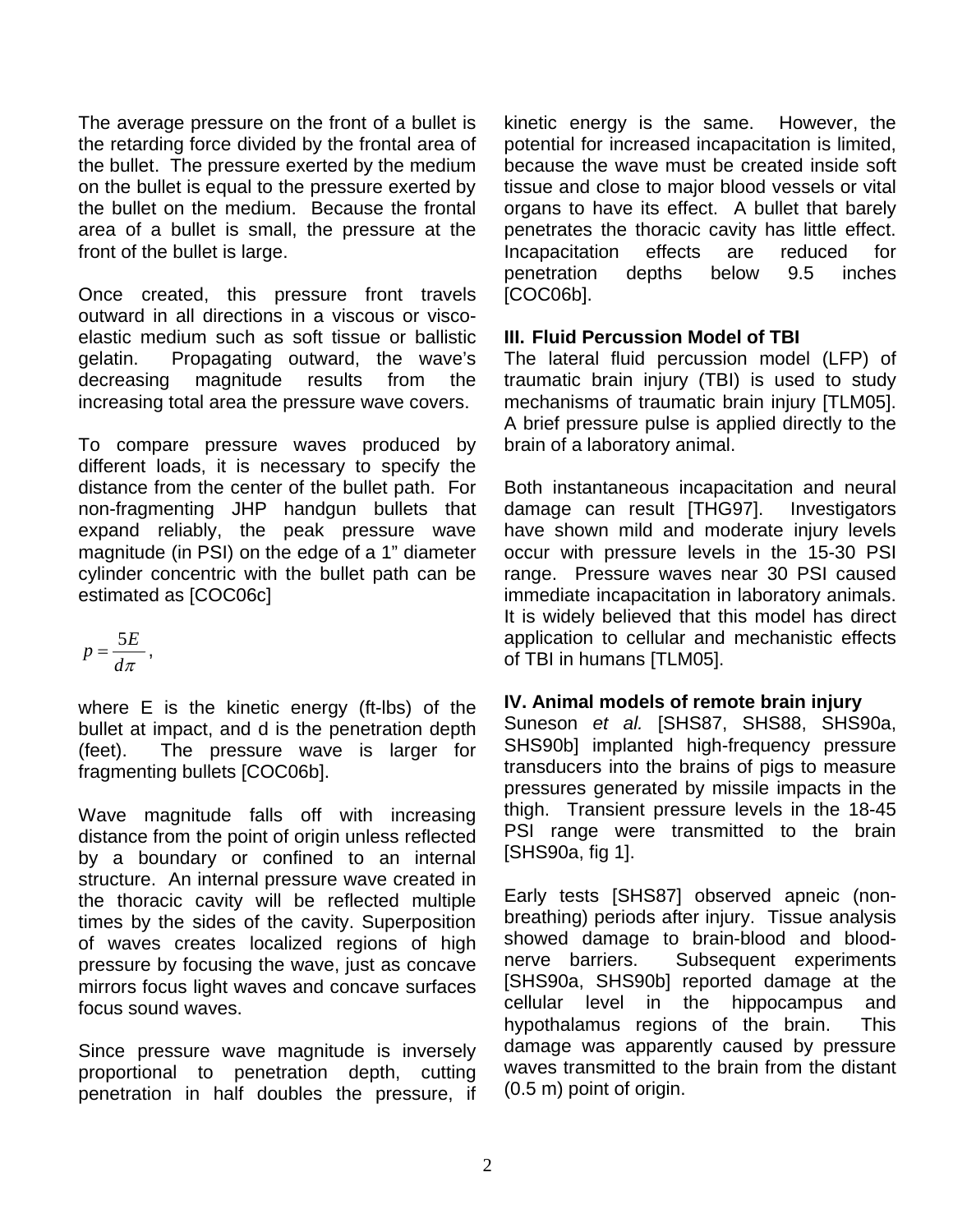The average pressure on the front of a bullet is the retarding force divided by the frontal area of the bullet. The pressure exerted by the medium on the bullet is equal to the pressure exerted by the bullet on the medium. Because the frontal area of a bullet is small, the pressure at the front of the bullet is large.

Once created, this pressure front travels outward in all directions in a viscous or visco-elastic medium such as soft tissue or ballistic gelatin. Propagating outward, the wave's decreasing magnitude results from the increasing total area the pressure wave covers.

To compare pressure waves produced by different loads, it is necessary to specify the distance from the center of the bullet path. For non-fragmenting JHP handgun bullets that expand reliably, the peak pressure wave magnitude (in PSI) on the edge of a 1" diameter cylinder concentric with the bullet path can be estimated as [COC06c]

$$p = \frac{5E}{d\pi},$$

where E is the kinetic energy (ft-lbs) of the bullet at impact, and d is the penetration depth (feet). The pressure wave is larger for fragmenting bullets [COC06b].

Wave magnitude falls off with increasing distance from the point of origin unless reflected by a boundary or confined to an internal structure. An internal pressure wave created in the thoracic cavity will be reflected multiple times by the sides of the cavity. Superposition of waves creates localized regions of high pressure by focusing the wave, just as concave mirrors focus light waves and concave surfaces focus sound waves.

Since pressure wave magnitude is inversely proportional to penetration depth, cutting penetration in half doubles the pressure, if kinetic energy is the same. However, the potential for increased incapacitation is limited, because the wave must be created inside soft tissue and close to major blood vessels or vital organs to have its effect. A bullet that barely penetrates the thoracic cavity has little effect. Incapacitation effects are reduced for penetration depths below 9.5 inches [COC06b].

### III. Fluid Percussion Model of TBI

The lateral fluid percussion model (LFP) of traumatic brain injury (TBI) is used to study mechanisms of traumatic brain injury [TLM05]. A brief pressure pulse is applied directly to the brain of a laboratory animal.

Both instantaneous incapacitation and neural damage can result [THG97]. Investigators have shown mild and moderate injury levels occur with pressure levels in the 15-30 PSI range. Pressure waves near 30 PSI caused immediate incapacitation in laboratory animals. It is widely believed that this model has direct application to cellular and mechanistic effects of TBI in humans [TLM05].

### IV. Animal models of remote brain injury

Suneson *et al.* [SHS87, SHS88, SHS90a, SHS90b] implanted high-frequency pressure transducers into the brains of pigs to measure pressures generated by missile impacts in the thigh. Transient pressure levels in the 18-45 PSI range were transmitted to the brain [SHS90a, fig 1].

Early tests [SHS87] observed apneic (non-breathing) periods after injury. Tissue analysis showed damage to brain-blood and blood-nerve barriers. Subsequent experiments [SHS90a, SHS90b] reported damage at the cellular level in the hippocampus and hypothalamus regions of the brain. This damage was apparently caused by pressure waves transmitted to the brain from the distant (0.5 m) point of origin.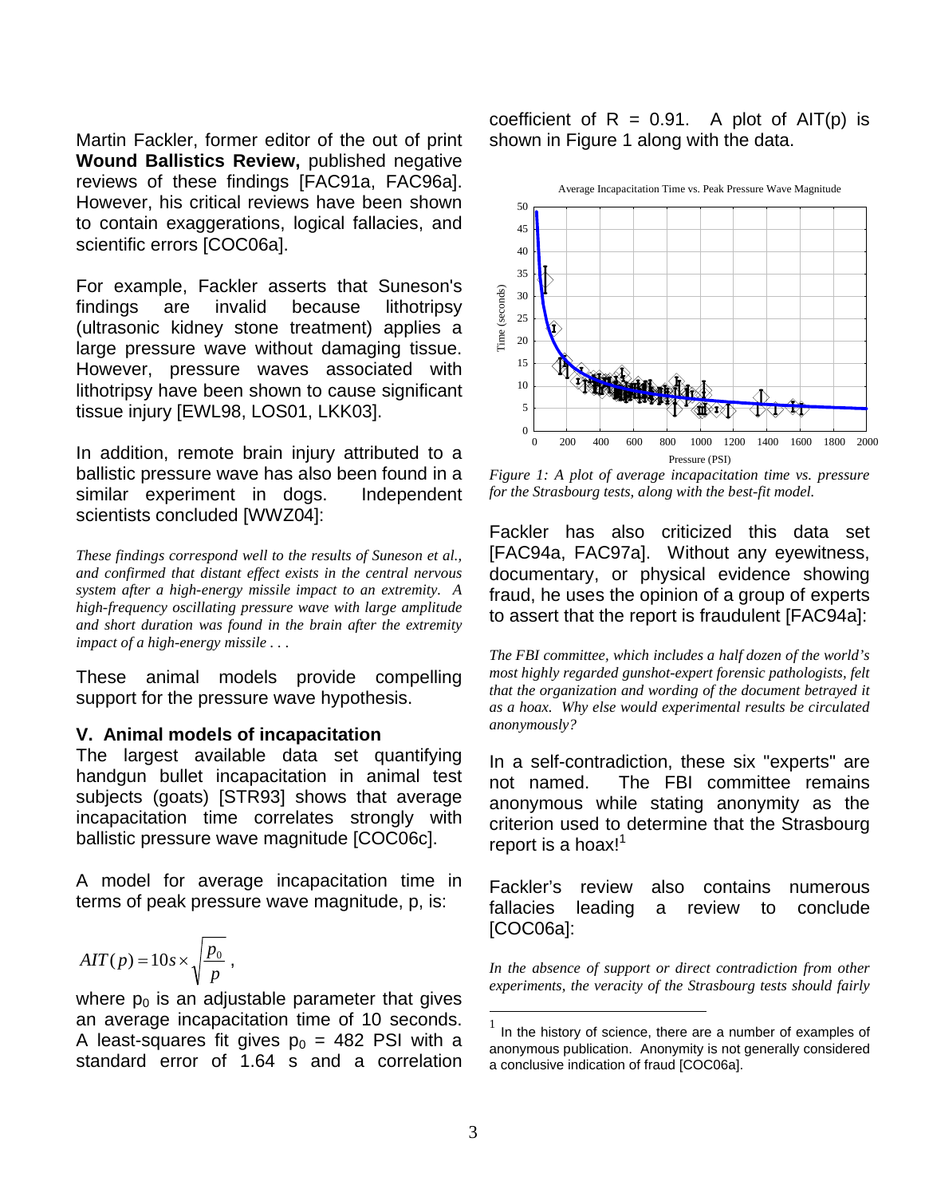Martin Fackler, former editor of the out of print **Wound Ballistics Review,** published negative reviews of these findings [FAC91a, FAC96a]. However, his critical reviews have been shown to contain exaggerations, logical fallacies, and scientific errors [COC06a].

For example, Fackler asserts that Suneson's findings are invalid because lithotripsy (ultrasonic kidney stone treatment) applies a large pressure wave without damaging tissue. However, pressure waves associated with lithotripsy have been shown to cause significant tissue injury [EWL98, LOS01, LKK03].

In addition, remote brain injury attributed to a ballistic pressure wave has also been found in a similar experiment in dogs. Independent scientists concluded [WWZ04]:

> *These findings correspond well to the results of Suneson et al., and confirmed that distant effect exists in the central nervous system after a high-energy missile impact to an extremity. A high-frequency oscillating pressure wave with large amplitude and short duration was found in the brain after the extremity impact of a high-energy missile . . .*

These animal models provide compelling support for the pressure wave hypothesis.

## V. Animal models of incapacitation

The largest available data set quantifying handgun bullet incapacitation in animal test subjects (goats) [STR93] shows that average incapacitation time correlates strongly with ballistic pressure wave magnitude [COC06c].

A model for average incapacitation time in terms of peak pressure wave magnitude, p, is:

$$AIT(p) = 10s \times \sqrt{\frac{p_0}{p}} \,,$$

where $p_0$ is an adjustable parameter that gives an average incapacitation time of 10 seconds. A least-squares fit gives $p_0$ = 482 PSI with a standard error of 1.64 s and a correlation coefficient of R = 0.91. A plot of AIT(p) is shown in Figure 1 along with the data.

*Figure 1: A plot of average incapacitation time vs. pressure for the Strasbourg tests, along with the best-fit model.*

Fackler has also criticized this data set [FAC94a, FAC97a]. Without any eyewitness, documentary, or physical evidence showing fraud, he uses the opinion of a group of experts to assert that the report is fraudulent [FAC94a]:

> *The FBI committee, which includes a half dozen of the world's most highly regarded gunshot-expert forensic pathologists, felt that the organization and wording of the document betrayed it as a hoax. Why else would experimental results be circulated anonymously?*

In a self-contradiction, these six "experts" are not named. The FBI committee remains anonymous while stating anonymity as the criterion used to determine that the Strasbourg report is a hoax![1]

Fackler's review also contains numerous fallacies leading a review to conclude [COC06a]:

> *In the absence of support or direct contradiction from other experiments, the veracity of the Strasbourg tests should fairly*

[1] In the history of science, there are a number of examples of anonymous publication. Anonymity is not generally considered a conclusive indication of fraud [COC06a].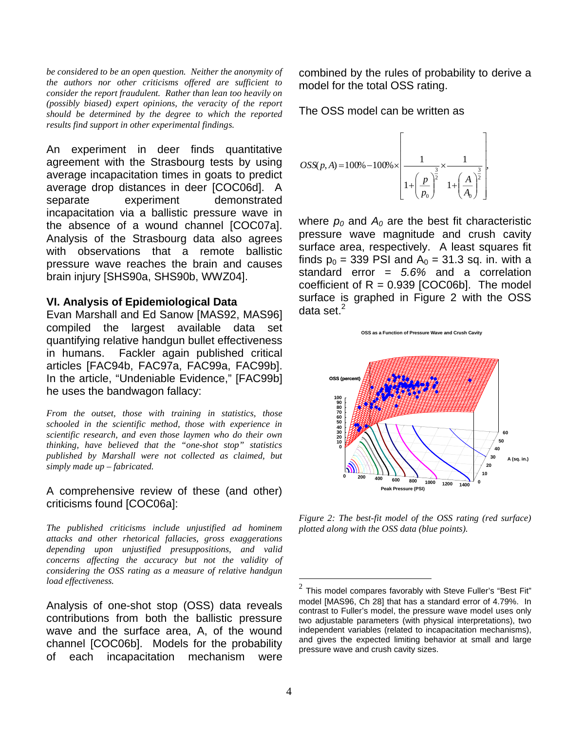*be considered to be an open question. Neither the anonymity of the authors nor other criticisms offered are sufficient to consider the report fraudulent. Rather than lean too heavily on (possibly biased) expert opinions, the veracity of the report should be determined by the degree to which the reported results find support in other experimental findings.*

An experiment in deer finds quantitative agreement with the Strasbourg tests by using average incapacitation times in goats to predict average drop distances in deer [COC06d]. A separate experiment demonstrated incapacitation via a ballistic pressure wave in the absence of a wound channel [COC07a]. Analysis of the Strasbourg data also agrees with observations that a remote ballistic pressure wave reaches the brain and causes brain injury [SHS90a, SHS90b, WWZ04].

## VI. Analysis of Epidemiological Data

Evan Marshall and Ed Sanow [MAS92, MAS96] compiled the largest available data set quantifying relative handgun bullet effectiveness in humans. Fackler again published critical articles [FAC94b, FAC97a, FAC99a, FAC99b]. In the article, "Undeniable Evidence," [FAC99b] he uses the bandwagon fallacy:

*From the outset, those with training in statistics, those schooled in the scientific method, those with experience in scientific research, and even those laymen who do their own thinking, have believed that the "one-shot stop" statistics published by Marshall were not collected as claimed, but simply made up – fabricated.*

A comprehensive review of these (and other) criticisms found [COC06a]:

*The published criticisms include unjustified ad hominem attacks and other rhetorical fallacies, gross exaggerations depending upon unjustified presuppositions, and valid concerns affecting the accuracy but not the validity of considering the OSS rating as a measure of relative handgun load effectiveness.*

Analysis of one-shot stop (OSS) data reveals contributions from both the ballistic pressure wave and the surface area, A, of the wound channel [COC06b]. Models for the probability of each incapacitation mechanism were combined by the rules of probability to derive a model for the total OSS rating.

The OSS model can be written as

$$OSS(p,A) = 100\% - 100\% \times \left[ \frac{1}{1+\left(\frac{p}{p_0}\right)^{\frac{3}{2}}} \times \frac{1}{1+\left(\frac{A}{A_0}\right)^{\frac{3}{2}}} \right],$$

where $p_0$ and $A_0$ are the best fit characteristic pressure wave magnitude and crush cavity surface area, respectively. A least squares fit finds $p_0$ = 339 PSI and $A_0$ = 31.3 sq. in. with a standard error = *5.6%* and a correlation coefficient of R = 0.939 [COC06b]. The model surface is graphed in Figure 2 with the OSS data set.[2]

*Figure 2: The best-fit model of the OSS rating (red surface) plotted along with the OSS data (blue points).*

[2] This model compares favorably with Steve Fuller's "Best Fit" model [MAS96, Ch 28] that has a standard error of 4.79%. In contrast to Fuller's model, the pressure wave model uses only two adjustable parameters (with physical interpretations), two independent variables (related to incapacitation mechanisms), and gives the expected limiting behavior at small and large pressure wave and crush cavity sizes.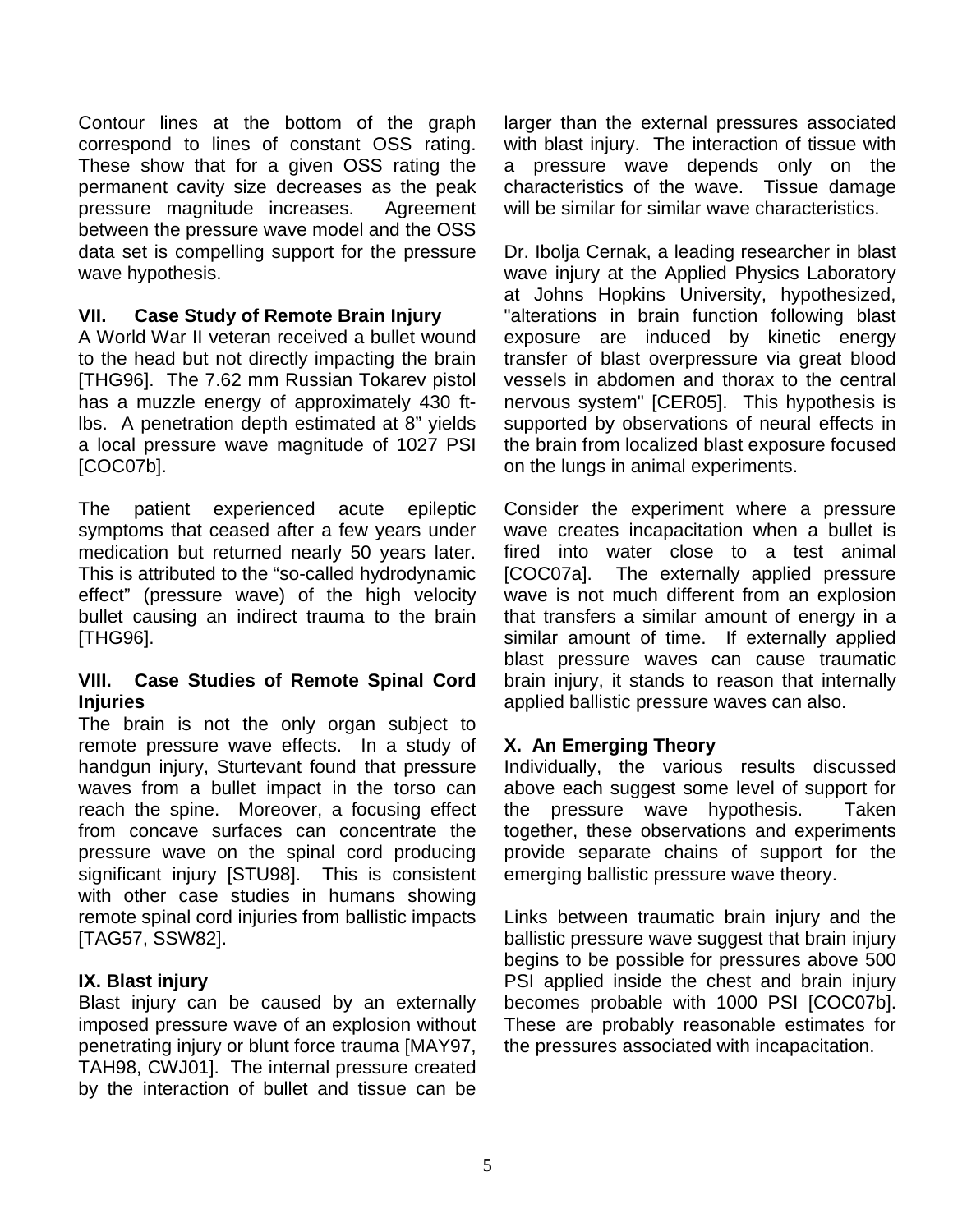Contour lines at the bottom of the graph correspond to lines of constant OSS rating. These show that for a given OSS rating the permanent cavity size decreases as the peak pressure magnitude increases. Agreement between the pressure wave model and the OSS data set is compelling support for the pressure wave hypothesis.

## VII. Case Study of Remote Brain Injury

A World War II veteran received a bullet wound to the head but not directly impacting the brain [THG96]. The 7.62 mm Russian Tokarev pistol has a muzzle energy of approximately 430 ft-lbs. A penetration depth estimated at 8" yields a local pressure wave magnitude of 1027 PSI [COC07b].

The patient experienced acute epileptic symptoms that ceased after a few years under medication but returned nearly 50 years later. This is attributed to the "so-called hydrodynamic effect" (pressure wave) of the high velocity bullet causing an indirect trauma to the brain [THG96].

## VIII. Case Studies of Remote Spinal Cord Injuries

The brain is not the only organ subject to remote pressure wave effects. In a study of handgun injury, Sturtevant found that pressure waves from a bullet impact in the torso can reach the spine. Moreover, a focusing effect from concave surfaces can concentrate the pressure wave on the spinal cord producing significant injury [STU98]. This is consistent with other case studies in humans showing remote spinal cord injuries from ballistic impacts [TAG57, SSW82].

## IX. Blast injury

Blast injury can be caused by an externally imposed pressure wave of an explosion without penetrating injury or blunt force trauma [MAY97, TAH98, CWJ01]. The internal pressure created by the interaction of bullet and tissue can be larger than the external pressures associated with blast injury. The interaction of tissue with a pressure wave depends only on the characteristics of the wave. Tissue damage will be similar for similar wave characteristics.

Dr. Ibolja Cernak, a leading researcher in blast wave injury at the Applied Physics Laboratory at Johns Hopkins University, hypothesized, "alterations in brain function following blast exposure are induced by kinetic energy transfer of blast overpressure via great blood vessels in abdomen and thorax to the central nervous system" [CER05]. This hypothesis is supported by observations of neural effects in the brain from localized blast exposure focused on the lungs in animal experiments.

Consider the experiment where a pressure wave creates incapacitation when a bullet is fired into water close to a test animal [COC07a]. The externally applied pressure wave is not much different from an explosion that transfers a similar amount of energy in a similar amount of time. If externally applied blast pressure waves can cause traumatic brain injury, it stands to reason that internally applied ballistic pressure waves can also.

## X. An Emerging Theory

Individually, the various results discussed above each suggest some level of support for the pressure wave hypothesis. Taken together, these observations and experiments provide separate chains of support for the emerging ballistic pressure wave theory.

Links between traumatic brain injury and the ballistic pressure wave suggest that brain injury begins to be possible for pressures above 500 PSI applied inside the chest and brain injury becomes probable with 1000 PSI [COC07b]. These are probably reasonable estimates for the pressures associated with incapacitation.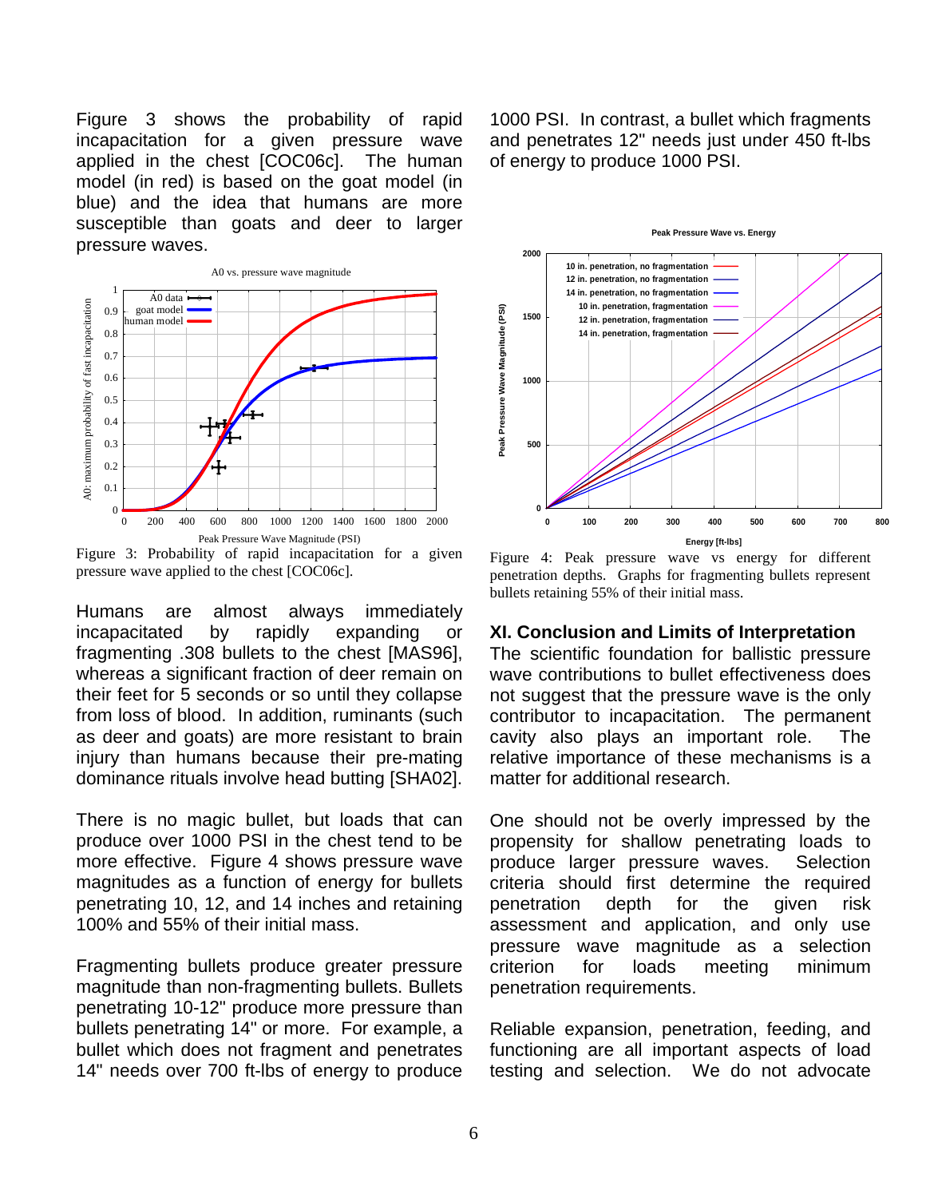Figure 3 shows the probability of rapid incapacitation for a given pressure wave applied in the chest [COC06c]. The human model (in red) is based on the goat model (in blue) and the idea that humans are more susceptible than goats and deer to larger pressure waves.

Figure 3: Probability of rapid incapacitation for a given pressure wave applied to the chest [COC06c].

Humans are almost always immediately incapacitated by rapidly expanding or fragmenting .308 bullets to the chest [MAS96], whereas a significant fraction of deer remain on their feet for 5 seconds or so until they collapse from loss of blood. In addition, ruminants (such as deer and goats) are more resistant to brain injury than humans because their pre-mating dominance rituals involve head butting [SHA02].

There is no magic bullet, but loads that can produce over 1000 PSI in the chest tend to be more effective. Figure 4 shows pressure wave magnitudes as a function of energy for bullets penetrating 10, 12, and 14 inches and retaining 100% and 55% of their initial mass.

Fragmenting bullets produce greater pressure magnitude than non-fragmenting bullets. Bullets penetrating 10-12" produce more pressure than bullets penetrating 14" or more. For example, a bullet which does not fragment and penetrates 14" needs over 700 ft-lbs of energy to produce 1000 PSI. In contrast, a bullet which fragments and penetrates 12" needs just under 450 ft-lbs of energy to produce 1000 PSI.

Figure 4: Peak pressure wave vs energy for different penetration depths. Graphs for fragmenting bullets represent bullets retaining 55% of their initial mass.

## XI. Conclusion and Limits of Interpretation

The scientific foundation for ballistic pressure wave contributions to bullet effectiveness does not suggest that the pressure wave is the only contributor to incapacitation. The permanent cavity also plays an important role. The relative importance of these mechanisms is a matter for additional research.

One should not be overly impressed by the propensity for shallow penetrating loads to produce larger pressure waves. Selection criteria should first determine the required penetration depth for the given risk assessment and application, and only use pressure wave magnitude as a selection criterion for loads meeting minimum penetration requirements.

Reliable expansion, penetration, feeding, and functioning are all important aspects of load testing and selection. We do not advocate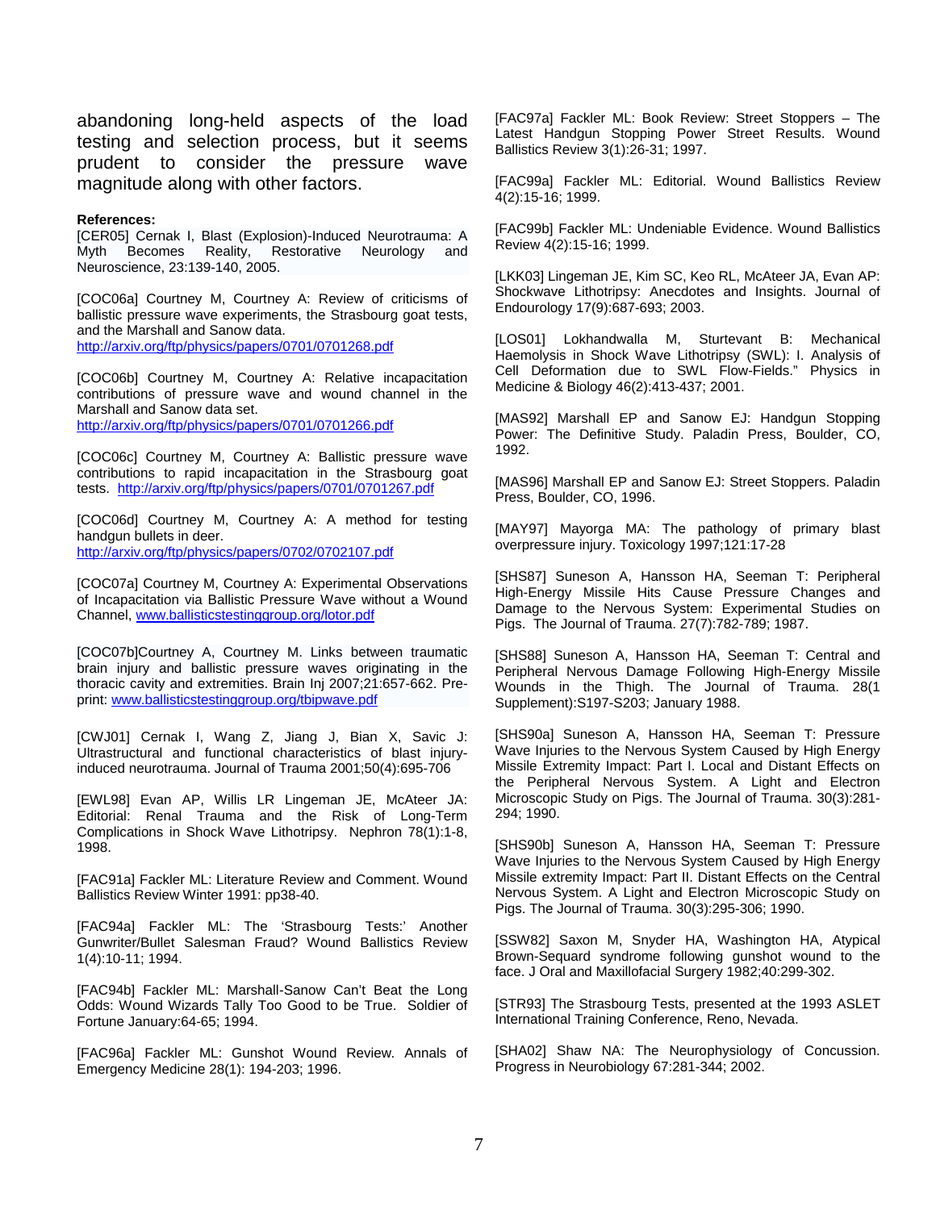abandoning long-held aspects of the load testing and selection process, but it seems prudent to consider the pressure wave magnitude along with other factors.

**References:**

[CER05] Cernak I, Blast (Explosion)-Induced Neurotrauma: A Myth Becomes Reality, Restorative Neurology and Neuroscience, 23:139-140, 2005.

[COC06a] Courtney M, Courtney A: Review of criticisms of ballistic pressure wave experiments, the Strasbourg goat tests, and the Marshall and Sanow data. http://arxiv.org/ftp/physics/papers/0701/0701268.pdf

[COC06b] Courtney M, Courtney A: Relative incapacitation contributions of pressure wave and wound channel in the Marshall and Sanow data set. http://arxiv.org/ftp/physics/papers/0701/0701266.pdf

[COC06c] Courtney M, Courtney A: Ballistic pressure wave contributions to rapid incapacitation in the Strasbourg goat tests. http://arxiv.org/ftp/physics/papers/0701/0701267.pdf

[COC06d] Courtney M, Courtney A: A method for testing handgun bullets in deer. http://arxiv.org/ftp/physics/papers/0702/0702107.pdf

[COC07a] Courtney M, Courtney A: Experimental Observations of Incapacitation via Ballistic Pressure Wave without a Wound Channel, www.ballistictestinggroup.org/lotor.pdf

[COC07b]Courtney A, Courtney M. Links between traumatic brain injury and ballistic pressure waves originating in the thoracic cavity and extremities. Brain Inj 2007;21:657-662. Pre-print: www.ballistictestinggroup.org/tbipwave.pdf

[CWJ01] Cernak I, Wang Z, Jiang J, Bian X, Savic J: Ultrastructural and functional characteristics of blast injury-induced neurotrauma. Journal of Trauma 2001;50(4):695-706

[EWL98] Evan AP, Willis LR Lingeman JE, McAteer JA: Editorial: Renal Trauma and the Risk of Long-Term Complications in Shock Wave Lithotripsy. Nephron 78(1):1-8, 1998.

[FAC91a] Fackler ML: Literature Review and Comment. Wound Ballistics Review Winter 1991: pp38-40.

[FAC94a] Fackler ML: The 'Strasbourg Tests:' Another Gunwriter/Bullet Salesman Fraud? Wound Ballistics Review 1(4):10-11; 1994.

[FAC94b] Fackler ML: Marshall-Sanow Can't Beat the Long Odds: Wound Wizards Tally Too Good to be True. Soldier of Fortune January:64-65; 1994.

[FAC96a] Fackler ML: Gunshot Wound Review. Annals of Emergency Medicine 28(1): 194-203; 1996.

[FAC97a] Fackler ML: Book Review: Street Stoppers – The Latest Handgun Stopping Power Street Results. Wound Ballistics Review 3(1):26-31; 1997.

[FAC99a] Fackler ML: Editorial. Wound Ballistics Review 4(2):15-16; 1999.

[FAC99b] Fackler ML: Undeniable Evidence. Wound Ballistics Review 4(2):15-16; 1999.

[LKK03] Lingeman JE, Kim SC, Keo RL, McAteer JA, Evan AP: Shockwave Lithotripsy: Anecdotes and Insights. Journal of Endourology 17(9):687-693; 2003.

[LOS01] Lokhandwalla M, Sturtevant B: Mechanical Haemolysis in Shock Wave Lithotripsy (SWL): I. Analysis of Cell Deformation due to SWL Flow-Fields." Physics in Medicine & Biology 46(2):413-437; 2001.

[MAS92] Marshall EP and Sanow EJ: Handgun Stopping Power: The Definitive Study. Paladin Press, Boulder, CO, 1992.

[MAS96] Marshall EP and Sanow EJ: Street Stoppers. Paladin Press, Boulder, CO, 1996.

[MAY97] Mayorga MA: The pathology of primary blast overpressure injury. Toxicology 1997;121:17-28

[SHS87] Suneson A, Hansson HA, Seeman T: Peripheral High-Energy Missile Hits Cause Pressure Changes and Damage to the Nervous System: Experimental Studies on Pigs. The Journal of Trauma. 27(7):782-789; 1987.

[SHS88] Suneson A, Hansson HA, Seeman T: Central and Peripheral Nervous Damage Following High-Energy Missile Wounds in the Thigh. The Journal of Trauma. 28(1 Supplement):S197-S203; January 1988.

[SHS90a] Suneson A, Hansson HA, Seeman T: Pressure Wave Injuries to the Nervous System Caused by High Energy Missile Extremity Impact: Part I. Local and Distant Effects on the Peripheral Nervous System. A Light and Electron Microscopic Study on Pigs. The Journal of Trauma. 30(3):281-294; 1990.

[SHS90b] Suneson A, Hansson HA, Seeman T: Pressure Wave Injuries to the Nervous System Caused by High Energy Missile extremity Impact: Part II. Distant Effects on the Central Nervous System. A Light and Electron Microscopic Study on Pigs. The Journal of Trauma. 30(3):295-306; 1990.

[SSW82] Saxon M, Snyder HA, Washington HA, Atypical Brown-Sequard syndrome following gunshot wound to the face. J Oral and Maxillofacial Surgery 1982;40:299-302.

[STR93] The Strasbourg Tests, presented at the 1993 ASLET International Training Conference, Reno, Nevada.

[SHA02] Shaw NA: The Neurophysiology of Concussion. Progress in Neurobiology 67:281-344; 2002.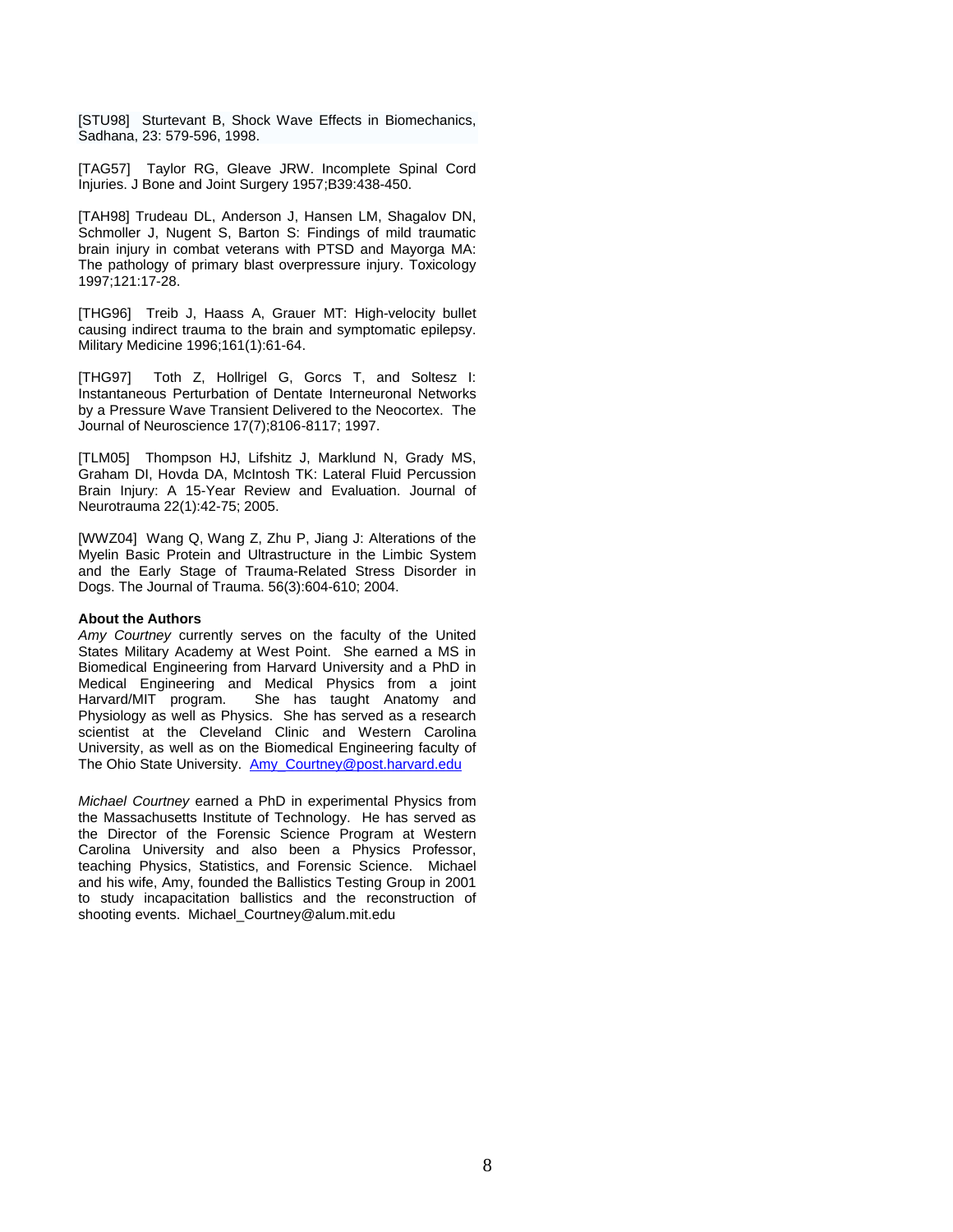[STU98] Sturtevant B, Shock Wave Effects in Biomechanics, Sadhana, 23: 579-596, 1998.

[TAG57] Taylor RG, Gleave JRW. Incomplete Spinal Cord Injuries. J Bone and Joint Surgery 1957;B39:438-450.

[TAH98] Trudeau DL, Anderson J, Hansen LM, Shagalov DN, Schmoller J, Nugent S, Barton S: Findings of mild traumatic brain injury in combat veterans with PTSD and Mayorga MA: The pathology of primary blast overpressure injury. Toxicology 1997;121:17-28.

[THG96] Treib J, Haass A, Grauer MT: High-velocity bullet causing indirect trauma to the brain and symptomatic epilepsy. Military Medicine 1996;161(1):61-64.

[THG97] Toth Z, Hollrigel G, Gorcs T, and Soltesz I: Instantaneous Perturbation of Dentate Interneuronal Networks by a Pressure Wave Transient Delivered to the Neocortex. The Journal of Neuroscience 17(7);8106-8117; 1997.

[TLM05] Thompson HJ, Lifshitz J, Marklund N, Grady MS, Graham DI, Hovda DA, McIntosh TK: Lateral Fluid Percussion Brain Injury: A 15-Year Review and Evaluation. Journal of Neurotrauma 22(1):42-75; 2005.

[WWZ04] Wang Q, Wang Z, Zhu P, Jiang J: Alterations of the Myelin Basic Protein and Ultrastructure in the Limbic System and the Early Stage of Trauma-Related Stress Disorder in Dogs. The Journal of Trauma. 56(3):604-610; 2004.

**About the Authors**

*Amy Courtney* currently serves on the faculty of the United States Military Academy at West Point. She earned a MS in Biomedical Engineering from Harvard University and a PhD in Medical Engineering and Medical Physics from a joint Harvard/MIT program. She has taught Anatomy and Physiology as well as Physics. She has served as a research scientist at the Cleveland Clinic and Western Carolina University, as well as on the Biomedical Engineering faculty of The Ohio State University. Amy_Courtney@post.harvard.edu

*Michael Courtney* earned a PhD in experimental Physics from the Massachusetts Institute of Technology. He has served as the Director of the Forensic Science Program at Western Carolina University and also been a Physics Professor, teaching Physics, Statistics, and Forensic Science. Michael and his wife, Amy, founded the Ballistics Testing Group in 2001 to study incapacitation ballistics and the reconstruction of shooting events. Michael_Courtney@alum.mit.edu